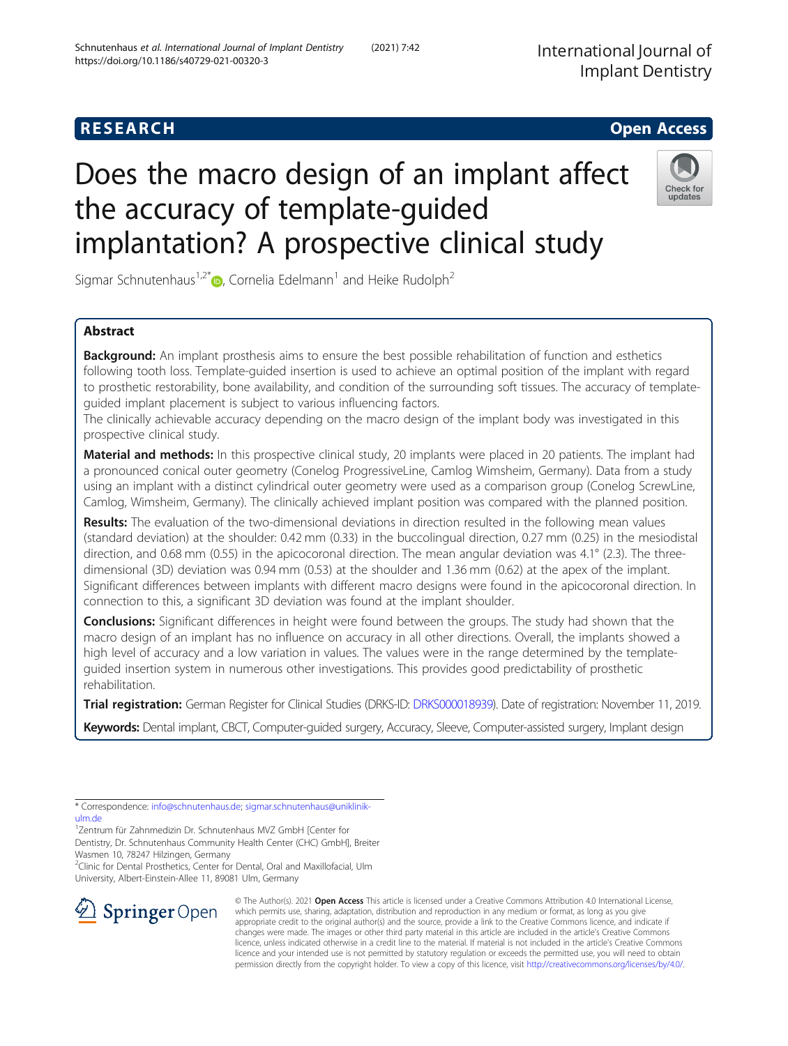RESEARCH

Open Access

# Does the macro design of an implant affect the accuracy of template-guided implantation? A prospective clinical study

Sigmar Schnutenhaus[1,2*], Cornelia Edelmann[1] and Heike Rudolph[2]

## Abstract

**Background:** An implant prosthesis aims to ensure the best possible rehabilitation of function and esthetics following tooth loss. Template-guided insertion is used to achieve an optimal position of the implant with regard to prosthetic restorability, bone availability, and condition of the surrounding soft tissues. The accuracy of template-guided implant placement is subject to various influencing factors.

The clinically achievable accuracy depending on the macro design of the implant body was investigated in this prospective clinical study.

**Material and methods:** In this prospective clinical study, 20 implants were placed in 20 patients. The implant had a pronounced conical outer geometry (Conelog ProgressiveLine, Camlog Wimsheim, Germany). Data from a study using an implant with a distinct cylindrical outer geometry were used as a comparison group (Conelog ScrewLine, Camlog, Wimsheim, Germany). The clinically achieved implant position was compared with the planned position.

**Results:** The evaluation of the two-dimensional deviations in direction resulted in the following mean values (standard deviation) at the shoulder: 0.42 mm (0.33) in the buccolingual direction, 0.27 mm (0.25) in the mesiodistal direction, and 0.68 mm (0.55) in the apicocoronal direction. The mean angular deviation was 4.1° (2.3). The three-dimensional (3D) deviation was 0.94 mm (0.53) at the shoulder and 1.36 mm (0.62) at the apex of the implant. Significant differences between implants with different macro designs were found in the apicocoronal direction. In connection to this, a significant 3D deviation was found at the implant shoulder.

**Conclusions:** Significant differences in height were found between the groups. The study had shown that the macro design of an implant has no influence on accuracy in all other directions. Overall, the implants showed a high level of accuracy and a low variation in values. The values were in the range determined by the template-guided insertion system in numerous other investigations. This provides good predictability of prosthetic rehabilitation.

**Trial registration:** German Register for Clinical Studies (DRKS-ID: DRKS000018939). Date of registration: November 11, 2019.

**Keywords:** Dental implant, CBCT, Computer-guided surgery, Accuracy, Sleeve, Computer-assisted surgery, Implant design

---

\* Correspondence: info@schnutenhaus.de; sigmar.schnutenhaus@uniklinik-ulm.de

[1]Zentrum für Zahnmedizin Dr. Schnutenhaus MVZ GmbH [Center for Dentistry, Dr. Schnutenhaus Community Health Center (CHC) GmbH], Breiter Wasmen 10, 78247 Hilzingen, Germany

[2]Clinic for Dental Prosthetics, Center for Dental, Oral and Maxillofacial, Ulm University, Albert-Einstein-Allee 11, 89081 Ulm, Germany

© The Author(s). 2021 **Open Access** This article is licensed under a Creative Commons Attribution 4.0 International License, which permits use, sharing, adaptation, distribution and reproduction in any medium or format, as long as you give appropriate credit to the original author(s) and the source, provide a link to the Creative Commons licence, and indicate if changes were made. The images or other third party material in this article are included in the article's Creative Commons licence, unless indicated otherwise in a credit line to the material. If material is not included in the article's Creative Commons licence and your intended use is not permitted by statutory regulation or exceeds the permitted use, you will need to obtain permission directly from the copyright holder. To view a copy of this licence, visit http://creativecommons.org/licenses/by/4.0/.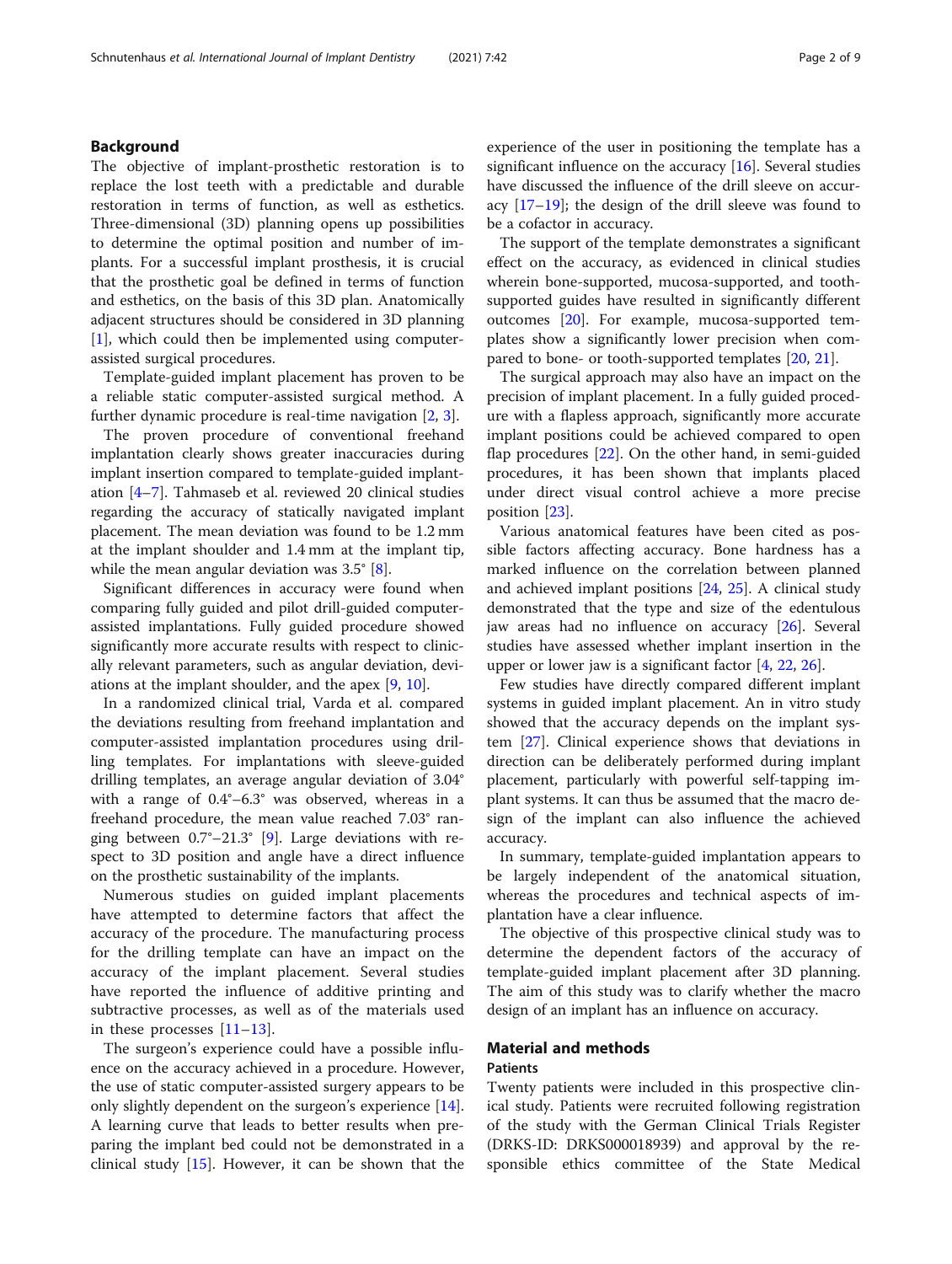## Background

The objective of implant-prosthetic restoration is to replace the lost teeth with a predictable and durable restoration in terms of function, as well as esthetics. Three-dimensional (3D) planning opens up possibilities to determine the optimal position and number of implants. For a successful implant prosthesis, it is crucial that the prosthetic goal be defined in terms of function and esthetics, on the basis of this 3D plan. Anatomically adjacent structures should be considered in 3D planning [1], which could then be implemented using computer-assisted surgical procedures.

Template-guided implant placement has proven to be a reliable static computer-assisted surgical method. A further dynamic procedure is real-time navigation [2, 3].

The proven procedure of conventional freehand implantation clearly shows greater inaccuracies during implant insertion compared to template-guided implantation [4–7]. Tahmaseb et al. reviewed 20 clinical studies regarding the accuracy of statically navigated implant placement. The mean deviation was found to be 1.2 mm at the implant shoulder and 1.4 mm at the implant tip, while the mean angular deviation was 3.5° [8].

Significant differences in accuracy were found when comparing fully guided and pilot drill-guided computer-assisted implantations. Fully guided procedure showed significantly more accurate results with respect to clinically relevant parameters, such as angular deviation, deviations at the implant shoulder, and the apex [9, 10].

In a randomized clinical trial, Varda et al. compared the deviations resulting from freehand implantation and computer-assisted implantation procedures using drilling templates. For implantations with sleeve-guided drilling templates, an average angular deviation of 3.04° with a range of 0.4°–6.3° was observed, whereas in a freehand procedure, the mean value reached 7.03° ranging between 0.7°–21.3° [9]. Large deviations with respect to 3D position and angle have a direct influence on the prosthetic sustainability of the implants.

Numerous studies on guided implant placements have attempted to determine factors that affect the accuracy of the procedure. The manufacturing process for the drilling template can have an impact on the accuracy of the implant placement. Several studies have reported the influence of additive printing and subtractive processes, as well as of the materials used in these processes [11–13].

The surgeon's experience could have a possible influence on the accuracy achieved in a procedure. However, the use of static computer-assisted surgery appears to be only slightly dependent on the surgeon's experience [14]. A learning curve that leads to better results when preparing the implant bed could not be demonstrated in a clinical study [15]. However, it can be shown that the experience of the user in positioning the template has a significant influence on the accuracy [16]. Several studies have discussed the influence of the drill sleeve on accuracy [17–19]; the design of the drill sleeve was found to be a cofactor in accuracy.

The support of the template demonstrates a significant effect on the accuracy, as evidenced in clinical studies wherein bone-supported, mucosa-supported, and tooth-supported guides have resulted in significantly different outcomes [20]. For example, mucosa-supported templates show a significantly lower precision when compared to bone- or tooth-supported templates [20, 21].

The surgical approach may also have an impact on the precision of implant placement. In a fully guided procedure with a flapless approach, significantly more accurate implant positions could be achieved compared to open flap procedures [22]. On the other hand, in semi-guided procedures, it has been shown that implants placed under direct visual control achieve a more precise position [23].

Various anatomical features have been cited as possible factors affecting accuracy. Bone hardness has a marked influence on the correlation between planned and achieved implant positions [24, 25]. A clinical study demonstrated that the type and size of the edentulous jaw areas had no influence on accuracy [26]. Several studies have assessed whether implant insertion in the upper or lower jaw is a significant factor [4, 22, 26].

Few studies have directly compared different implant systems in guided implant placement. An in vitro study showed that the accuracy depends on the implant system [27]. Clinical experience shows that deviations in direction can be deliberately performed during implant placement, particularly with powerful self-tapping implant systems. It can thus be assumed that the macro design of the implant can also influence the achieved accuracy.

In summary, template-guided implantation appears to be largely independent of the anatomical situation, whereas the procedures and technical aspects of implantation have a clear influence.

The objective of this prospective clinical study was to determine the dependent factors of the accuracy of template-guided implant placement after 3D planning. The aim of this study was to clarify whether the macro design of an implant has an influence on accuracy.

## Material and methods

### Patients

Twenty patients were included in this prospective clinical study. Patients were recruited following registration of the study with the German Clinical Trials Register (DRKS-ID: DRKS000018939) and approval by the responsible ethics committee of the State Medical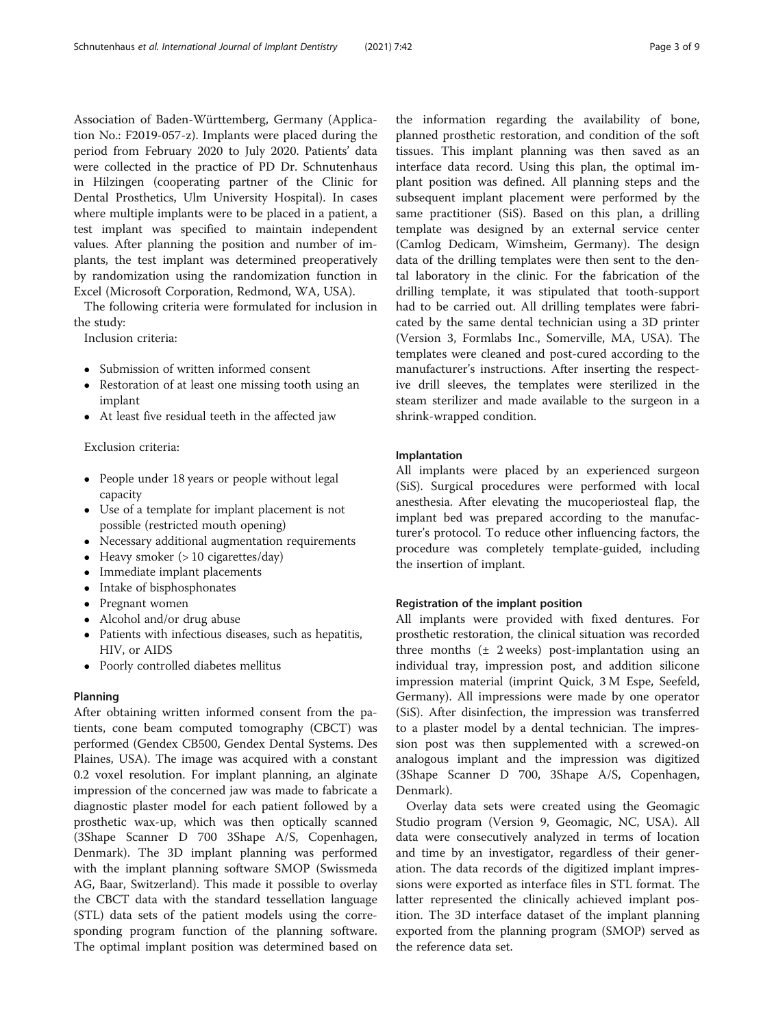Association of Baden-Württemberg, Germany (Application No.: F2019-057-z). Implants were placed during the period from February 2020 to July 2020. Patients' data were collected in the practice of PD Dr. Schnutenhaus in Hilzingen (cooperating partner of the Clinic for Dental Prosthetics, Ulm University Hospital). In cases where multiple implants were to be placed in a patient, a test implant was specified to maintain independent values. After planning the position and number of implants, the test implant was determined preoperatively by randomization using the randomization function in Excel (Microsoft Corporation, Redmond, WA, USA).

The following criteria were formulated for inclusion in the study:

Inclusion criteria:

- Submission of written informed consent
- Restoration of at least one missing tooth using an implant
- At least five residual teeth in the affected jaw

Exclusion criteria:

- People under 18 years or people without legal capacity
- Use of a template for implant placement is not possible (restricted mouth opening)
- Necessary additional augmentation requirements
- Heavy smoker (> 10 cigarettes/day)
- Immediate implant placements
- Intake of bisphosphonates
- Pregnant women
- Alcohol and/or drug abuse
- Patients with infectious diseases, such as hepatitis, HIV, or AIDS
- Poorly controlled diabetes mellitus

### Planning

After obtaining written informed consent from the patients, cone beam computed tomography (CBCT) was performed (Gendex CB500, Gendex Dental Systems. Des Plaines, USA). The image was acquired with a constant 0.2 voxel resolution. For implant planning, an alginate impression of the concerned jaw was made to fabricate a diagnostic plaster model for each patient followed by a prosthetic wax-up, which was then optically scanned (3Shape Scanner D 700 3Shape A/S, Copenhagen, Denmark). The 3D implant planning was performed with the implant planning software SMOP (Swissmeda AG, Baar, Switzerland). This made it possible to overlay the CBCT data with the standard tessellation language (STL) data sets of the patient models using the corresponding program function of the planning software. The optimal implant position was determined based on the information regarding the availability of bone, planned prosthetic restoration, and condition of the soft tissues. This implant planning was then saved as an interface data record. Using this plan, the optimal implant position was defined. All planning steps and the subsequent implant placement were performed by the same practitioner (SiS). Based on this plan, a drilling template was designed by an external service center (Camlog Dedicam, Wimsheim, Germany). The design data of the drilling templates were then sent to the dental laboratory in the clinic. For the fabrication of the drilling template, it was stipulated that tooth-support had to be carried out. All drilling templates were fabricated by the same dental technician using a 3D printer (Version 3, Formlabs Inc., Somerville, MA, USA). The templates were cleaned and post-cured according to the manufacturer's instructions. After inserting the respective drill sleeves, the templates were sterilized in the steam sterilizer and made available to the surgeon in a shrink-wrapped condition.

### Implantation

All implants were placed by an experienced surgeon (SiS). Surgical procedures were performed with local anesthesia. After elevating the mucoperiosteal flap, the implant bed was prepared according to the manufacturer's protocol. To reduce other influencing factors, the procedure was completely template-guided, including the insertion of implant.

### Registration of the implant position

All implants were provided with fixed dentures. For prosthetic restoration, the clinical situation was recorded three months (± 2 weeks) post-implantation using an individual tray, impression post, and addition silicone impression material (imprint Quick, 3 M Espe, Seefeld, Germany). All impressions were made by one operator (SiS). After disinfection, the impression was transferred to a plaster model by a dental technician. The impression post was then supplemented with a screwed-on analogous implant and the impression was digitized (3Shape Scanner D 700, 3Shape A/S, Copenhagen, Denmark).

Overlay data sets were created using the Geomagic Studio program (Version 9, Geomagic, NC, USA). All data were consecutively analyzed in terms of location and time by an investigator, regardless of their generation. The data records of the digitized implant impressions were exported as interface files in STL format. The latter represented the clinically achieved implant position. The 3D interface dataset of the implant planning exported from the planning program (SMOP) served as the reference data set.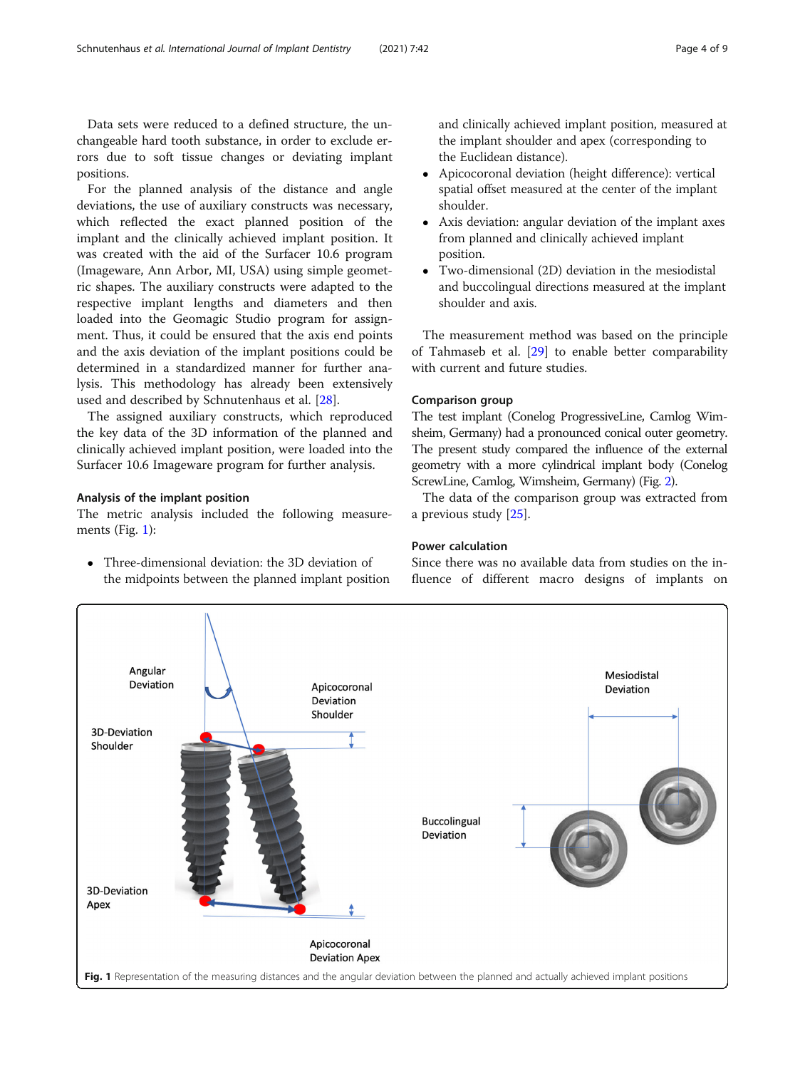Data sets were reduced to a defined structure, the unchangeable hard tooth substance, in order to exclude errors due to soft tissue changes or deviating implant positions.

For the planned analysis of the distance and angle deviations, the use of auxiliary constructs was necessary, which reflected the exact planned position of the implant and the clinically achieved implant position. It was created with the aid of the Surfacer 10.6 program (Imageware, Ann Arbor, MI, USA) using simple geometric shapes. The auxiliary constructs were adapted to the respective implant lengths and diameters and then loaded into the Geomagic Studio program for assignment. Thus, it could be ensured that the axis end points and the axis deviation of the implant positions could be determined in a standardized manner for further analysis. This methodology has already been extensively used and described by Schnutenhaus et al. [28].

The assigned auxiliary constructs, which reproduced the key data of the 3D information of the planned and clinically achieved implant position, were loaded into the Surfacer 10.6 Imageware program for further analysis.

### Analysis of the implant position

The metric analysis included the following measurements (Fig. 1):

- Three-dimensional deviation: the 3D deviation of the midpoints between the planned implant position and clinically achieved implant position, measured at the implant shoulder and apex (corresponding to the Euclidean distance).
- Apicocoronal deviation (height difference): vertical spatial offset measured at the center of the implant shoulder.
- Axis deviation: angular deviation of the implant axes from planned and clinically achieved implant position.
- Two-dimensional (2D) deviation in the mesiodistal and buccolingual directions measured at the implant shoulder and axis.

The measurement method was based on the principle of Tahmaseb et al. [29] to enable better comparability with current and future studies.

### Comparison group

The test implant (Conelog ProgressiveLine, Camlog Wimsheim, Germany) had a pronounced conical outer geometry. The present study compared the influence of the external geometry with a more cylindrical implant body (Conelog ScrewLine, Camlog, Wimsheim, Germany) (Fig. 2).

The data of the comparison group was extracted from a previous study [25].

### Power calculation

Since there was no available data from studies on the influence of different macro designs of implants on

**Fig. 1** Representation of the measuring distances and the angular deviation between the planned and actually achieved implant positions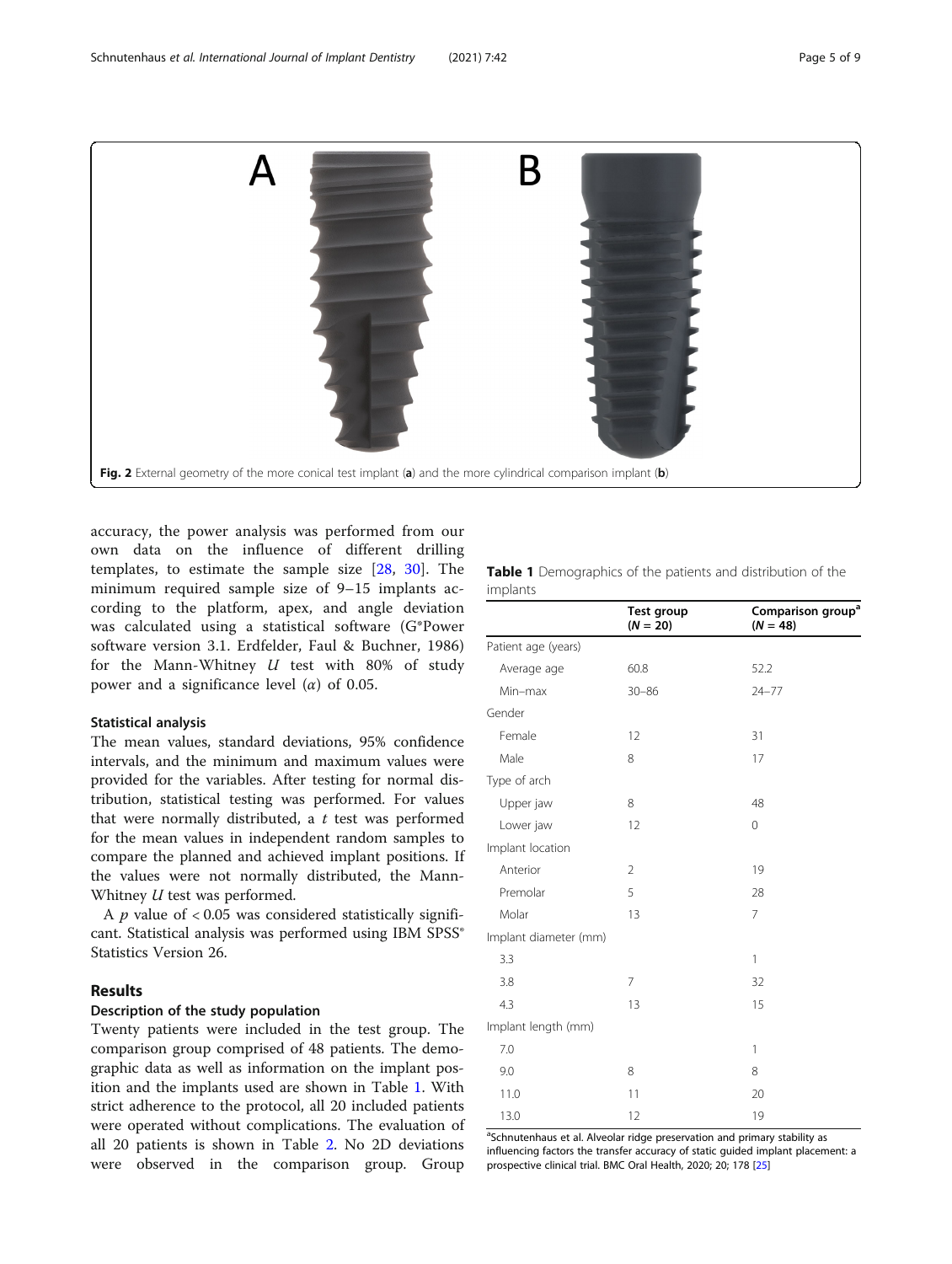Fig. 2 External geometry of the more conical test implant (**a**) and the more cylindrical comparison implant (**b**)

accuracy, the power analysis was performed from our own data on the influence of different drilling templates, to estimate the sample size [28, 30]. The minimum required sample size of 9–15 implants according to the platform, apex, and angle deviation was calculated using a statistical software (G*Power software version 3.1. Erdfelder, Faul & Buchner, 1986) for the Mann-Whitney *U* test with 80% of study power and a significance level ($\alpha$) of 0.05.

### Statistical analysis

The mean values, standard deviations, 95% confidence intervals, and the minimum and maximum values were provided for the variables. After testing for normal distribution, statistical testing was performed. For values that were normally distributed, a *t* test was performed for the mean values in independent random samples to compare the planned and achieved implant positions. If the values were not normally distributed, the Mann-Whitney *U* test was performed.

A $p$ value of $< 0.05$ was considered statistically significant. Statistical analysis was performed using IBM SPSS® Statistics Version 26.

## Results

### Description of the study population

Twenty patients were included in the test group. The comparison group comprised of 48 patients. The demographic data as well as information on the implant position and the implants used are shown in Table 1. With strict adherence to the protocol, all 20 included patients were operated without complications. The evaluation of all 20 patients is shown in Table 2. No 2D deviations were observed in the comparison group. Group

**Table 1** Demographics of the patients and distribution of the implants

| | Test group ($N = 20$) | Comparison group[a] ($N = 48$) |
|---|---|---|
| Patient age (years) | | |
| Average age | 60.8 | 52.2 |
| Min–max | 30–86 | 24–77 |
| Gender | | |
| Female | 12 | 31 |
| Male | 8 | 17 |
| Type of arch | | |
| Upper jaw | 8 | 48 |
| Lower jaw | 12 | 0 |
| Implant location | | |
| Anterior | 2 | 19 |
| Premolar | 5 | 28 |
| Molar | 13 | 7 |
| Implant diameter (mm) | | |
| 3.3 | | 1 |
| 3.8 | 7 | 32 |
| 4.3 | 13 | 15 |
| Implant length (mm) | | |
| 7.0 | | 1 |
| 9.0 | 8 | 8 |
| 11.0 | 11 | 20 |
| 13.0 | 12 | 19 |

[a]Schnutenhaus et al. Alveolar ridge preservation and primary stability as influencing factors the transfer accuracy of static guided implant placement: a prospective clinical trial. BMC Oral Health, 2020; 20; 178 [25]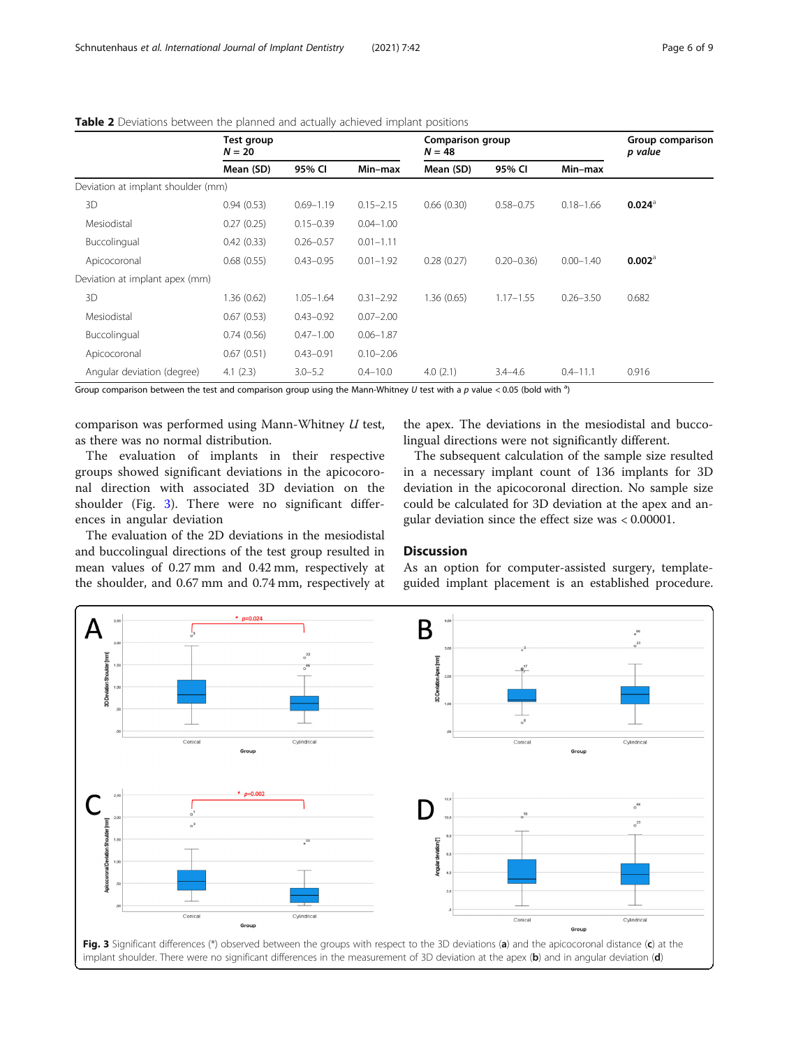**Table 2** Deviations between the planned and actually achieved implant positions

| | Test group $N = 20$ | | | Comparison group $N = 48$ | | | Group comparison *p value* |
|---|---|---|---|---|---|---|---|
| | Mean (SD) | 95% CI | Min–max | Mean (SD) | 95% CI | Min–max | |
| Deviation at implant shoulder (mm) | | | | | | | |
| 3D | 0.94 (0.53) | 0.69–1.19 | 0.15–2.15 | 0.66 (0.30) | 0.58–0.75 | 0.18–1.66 | **0.024**[a] |
| Mesiodistal | 0.27 (0.25) | 0.15–0.39 | 0.04–1.00 | | | | |
| Buccolingual | 0.42 (0.33) | 0.26–0.57 | 0.01–1.11 | | | | |
| Apicocoronal | 0.68 (0.55) | 0.43–0.95 | 0.01–1.92 | 0.28 (0.27) | 0.20–0.36) | 0.00–1.40 | **0.002**[a] |
| Deviation at implant apex (mm) | | | | | | | |
| 3D | 1.36 (0.62) | 1.05–1.64 | 0.31–2.92 | 1.36 (0.65) | 1.17–1.55 | 0.26–3.50 | 0.682 |
| Mesiodistal | 0.67 (0.53) | 0.43–0.92 | 0.07–2.00 | | | | |
| Buccolingual | 0.74 (0.56) | 0.47–1.00 | 0.06–1.87 | | | | |
| Apicocoronal | 0.67 (0.51) | 0.43–0.91 | 0.10–2.06 | | | | |
| Angular deviation (degree) | 4.1 (2.3) | 3.0–5.2 | 0.4–10.0 | 4.0 (2.1) | 3.4–4.6 | 0.4–11.1 | 0.916 |

Group comparison between the test and comparison group using the Mann-Whitney *U* test with a *p* value < 0.05 (bold with [a])

comparison was performed using Mann-Whitney *U* test, as there was no normal distribution.

The evaluation of implants in their respective groups showed significant deviations in the apicocoronal direction with associated 3D deviation on the shoulder (Fig. 3). There were no significant differences in angular deviation

The evaluation of the 2D deviations in the mesiodistal and buccolingual directions of the test group resulted in mean values of 0.27 mm and 0.42 mm, respectively at the shoulder, and 0.67 mm and 0.74 mm, respectively at the apex. The deviations in the mesiodistal and buccolingual directions were not significantly different.

The subsequent calculation of the sample size resulted in a necessary implant count of 136 implants for 3D deviation in the apicocoronal direction. No sample size could be calculated for 3D deviation at the apex and angular deviation since the effect size was < 0.00001.

## Discussion

As an option for computer-assisted surgery, template-guided implant placement is an established procedure.

**Fig. 3** Significant differences (*) observed between the groups with respect to the 3D deviations (**a**) and the apicocoronal distance (**c**) at the implant shoulder. There were no significant differences in the measurement of 3D deviation at the apex (**b**) and in angular deviation (**d**)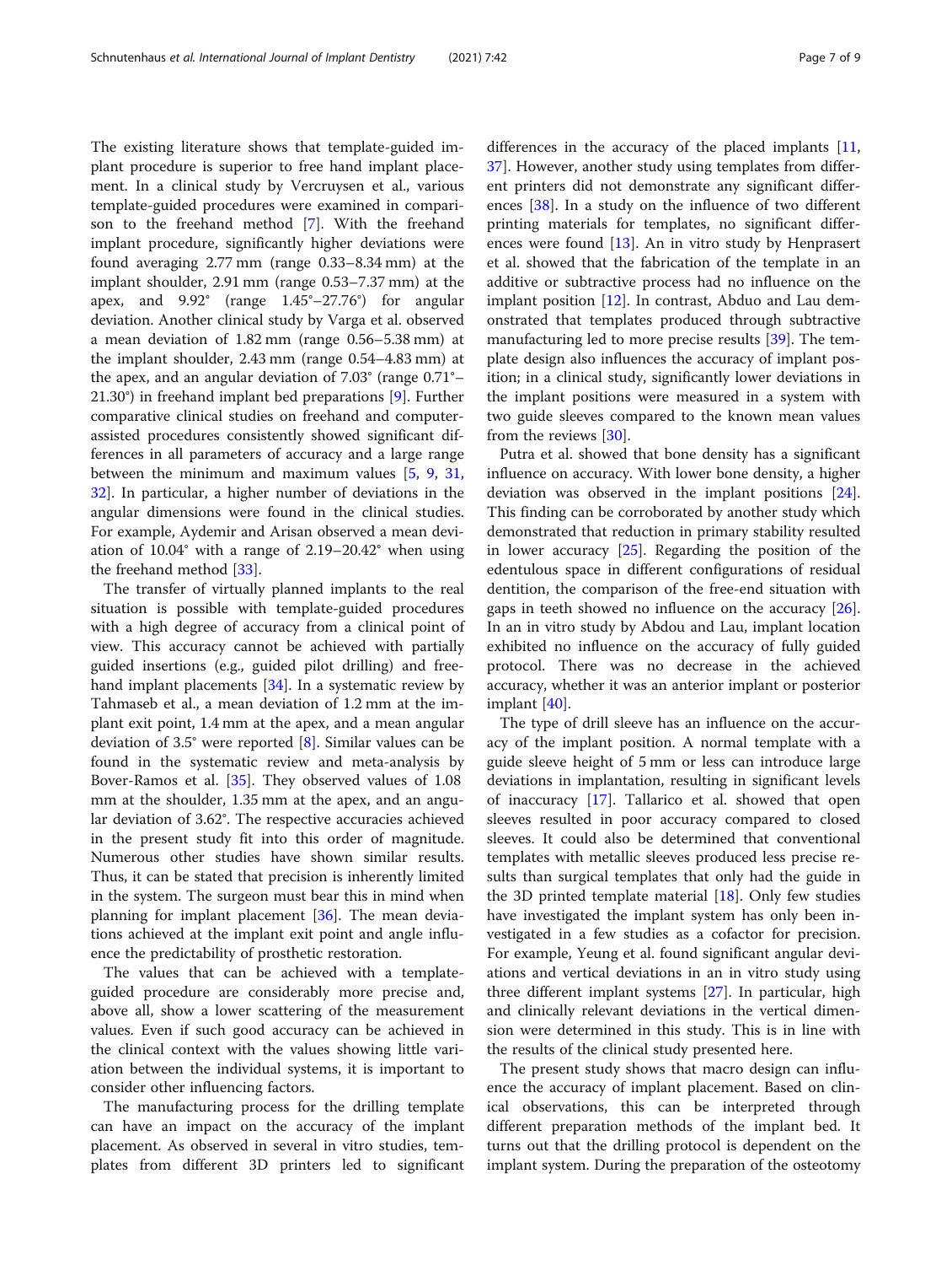The existing literature shows that template-guided implant procedure is superior to free hand implant placement. In a clinical study by Vercruysen et al., various template-guided procedures were examined in comparison to the freehand method [7]. With the freehand implant procedure, significantly higher deviations were found averaging 2.77 mm (range 0.33–8.34 mm) at the implant shoulder, 2.91 mm (range 0.53–7.37 mm) at the apex, and 9.92° (range 1.45°–27.76°) for angular deviation. Another clinical study by Varga et al. observed a mean deviation of 1.82 mm (range 0.56–5.38 mm) at the implant shoulder, 2.43 mm (range 0.54–4.83 mm) at the apex, and an angular deviation of 7.03° (range 0.71°–21.30°) in freehand implant bed preparations [9]. Further comparative clinical studies on freehand and computer-assisted procedures consistently showed significant differences in all parameters of accuracy and a large range between the minimum and maximum values [5, 9, 31, 32]. In particular, a higher number of deviations in the angular dimensions were found in the clinical studies. For example, Aydemir and Arisan observed a mean deviation of 10.04° with a range of 2.19–20.42° when using the freehand method [33].

The transfer of virtually planned implants to the real situation is possible with template-guided procedures with a high degree of accuracy from a clinical point of view. This accuracy cannot be achieved with partially guided insertions (e.g., guided pilot drilling) and freehand implant placements [34]. In a systematic review by Tahmaseb et al., a mean deviation of 1.2 mm at the implant exit point, 1.4 mm at the apex, and a mean angular deviation of 3.5° were reported [8]. Similar values can be found in the systematic review and meta-analysis by Bover-Ramos et al. [35]. They observed values of 1.08 mm at the shoulder, 1.35 mm at the apex, and an angular deviation of 3.62°. The respective accuracies achieved in the present study fit into this order of magnitude. Numerous other studies have shown similar results. Thus, it can be stated that precision is inherently limited in the system. The surgeon must bear this in mind when planning for implant placement [36]. The mean deviations achieved at the implant exit point and angle influence the predictability of prosthetic restoration.

The values that can be achieved with a template-guided procedure are considerably more precise and, above all, show a lower scattering of the measurement values. Even if such good accuracy can be achieved in the clinical context with the values showing little variation between the individual systems, it is important to consider other influencing factors.

The manufacturing process for the drilling template can have an impact on the accuracy of the implant placement. As observed in several in vitro studies, templates from different 3D printers led to significant differences in the accuracy of the placed implants [11, 37]. However, another study using templates from different printers did not demonstrate any significant differences [38]. In a study on the influence of two different printing materials for templates, no significant differences were found [13]. An in vitro study by Henprasert et al. showed that the fabrication of the template in an additive or subtractive process had no influence on the implant position [12]. In contrast, Abduo and Lau demonstrated that templates produced through subtractive manufacturing led to more precise results [39]. The template design also influences the accuracy of implant position; in a clinical study, significantly lower deviations in the implant positions were measured in a system with two guide sleeves compared to the known mean values from the reviews [30].

Putra et al. showed that bone density has a significant influence on accuracy. With lower bone density, a higher deviation was observed in the implant positions [24]. This finding can be corroborated by another study which demonstrated that reduction in primary stability resulted in lower accuracy [25]. Regarding the position of the edentulous space in different configurations of residual dentition, the comparison of the free-end situation with gaps in teeth showed no influence on the accuracy [26]. In an in vitro study by Abdou and Lau, implant location exhibited no influence on the accuracy of fully guided protocol. There was no decrease in the achieved accuracy, whether it was an anterior implant or posterior implant [40].

The type of drill sleeve has an influence on the accuracy of the implant position. A normal template with a guide sleeve height of 5 mm or less can introduce large deviations in implantation, resulting in significant levels of inaccuracy [17]. Tallarico et al. showed that open sleeves resulted in poor accuracy compared to closed sleeves. It could also be determined that conventional templates with metallic sleeves produced less precise results than surgical templates that only had the guide in the 3D printed template material [18]. Only few studies have investigated the implant system has only been investigated in a few studies as a cofactor for precision. For example, Yeung et al. found significant angular deviations and vertical deviations in an in vitro study using three different implant systems [27]. In particular, high and clinically relevant deviations in the vertical dimension were determined in this study. This is in line with the results of the clinical study presented here.

The present study shows that macro design can influence the accuracy of implant placement. Based on clinical observations, this can be interpreted through different preparation methods of the implant bed. It turns out that the drilling protocol is dependent on the implant system. During the preparation of the osteotomy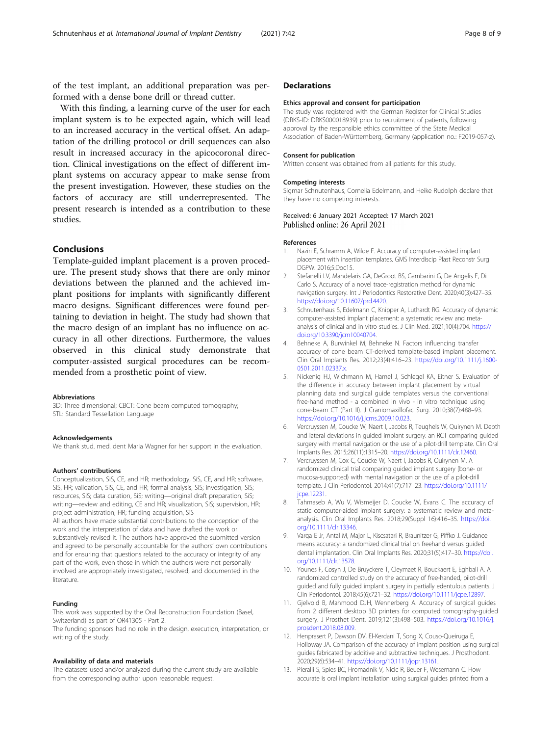of the test implant, an additional preparation was performed with a dense bone drill or thread cutter.

With this finding, a learning curve of the user for each implant system is to be expected again, which will lead to an increased accuracy in the vertical offset. An adaptation of the drilling protocol or drill sequences can also result in increased accuracy in the apicocoronal direction. Clinical investigations on the effect of different implant systems on accuracy appear to make sense from the present investigation. However, these studies on the factors of accuracy are still underrepresented. The present research is intended as a contribution to these studies.

## Conclusions

Template-guided implant placement is a proven procedure. The present study shows that there are only minor deviations between the planned and the achieved implant positions for implants with significantly different macro designs. Significant differences were found pertaining to deviation in height. The study had shown that the macro design of an implant has no influence on accuracy in all other directions. Furthermore, the values observed in this clinical study demonstrate that computer-assisted surgical procedures can be recommended from a prosthetic point of view.

#### Abbreviations

3D: Three dimensional; CBCT: Cone beam computed tomography; STL: Standard Tessellation Language

#### Acknowledgements

We thank stud. med. dent Maria Wagner for her support in the evaluation.

#### Authors' contributions

Conceptualization, SiS, CE, and HR; methodology, SiS, CE, and HR; software, SiS, HR; validation, SiS, CE, and HR; formal analysis, SiS; investigation, SiS; resources, SiS; data curation, SiS; writing—original draft preparation, SiS; writing—review and editing, CE and HR; visualization, SiS; supervision, HR; project administration, HR; funding acquisition, SiS

All authors have made substantial contributions to the conception of the work and the interpretation of data and have drafted the work or substantively revised it. The authors have approved the submitted version and agreed to be personally accountable for the authors' own contributions and for ensuring that questions related to the accuracy or integrity of any part of the work, even those in which the authors were not personally involved are appropriately investigated, resolved, and documented in the literature.

#### Funding

This work was supported by the Oral Reconstruction Foundation (Basel, Switzerland) as part of OR41305 - Part 2.

The funding sponsors had no role in the design, execution, interpretation, or writing of the study.

#### Availability of data and materials

The datasets used and/or analyzed during the current study are available from the corresponding author upon reasonable request.

## Declarations

#### Ethics approval and consent for participation

The study was registered with the German Register for Clinical Studies (DRKS-ID: DRKS000018939) prior to recruitment of patients, following approval by the responsible ethics committee of the State Medical Association of Baden-Württemberg, Germany (application no.: F2019-057-z).

#### Consent for publication

Written consent was obtained from all patients for this study.

#### Competing interests

Sigmar Schnutenhaus, Cornelia Edelmann, and Heike Rudolph declare that they have no competing interests.

Received: 6 January 2021 Accepted: 17 March 2021
Published online: 26 April 2021

#### References

1. Naziri E, Schramm A, Wilde F. Accuracy of computer-assisted implant placement with insertion templates. GMS Interdiscip Plast Reconstr Surg DGPW. 2016;5:Doc15.
2. Stefanelli LV, Mandelaris GA, DeGroot BS, Gambarini G, De Angelis F, Di Carlo S. Accuracy of a novel trace-registration method for dynamic navigation surgery. Int J Periodontics Restorative Dent. 2020;40(3):427–35. https://doi.org/10.11607/prd.4420.
3. Schnutenhaus S, Edelmann C, Knipper A, Luthardt RG. Accuracy of dynamic computer-assisted implant placement: a systematic review and meta-analysis of clinical and in vitro studies. J Clin Med. 2021;10(4):704. https://doi.org/10.3390/jcm10040704.
4. Behneke A, Burwinkel M, Behneke N. Factors influencing transfer accuracy of cone beam CT-derived template-based implant placement. Clin Oral Implants Res. 2012;23(4):416–23. https://doi.org/10.1111/j.1600-0501.2011.02337.x.
5. Nickenig HJ, Wichmann M, Hamel J, Schlegel KA, Eitner S. Evaluation of the difference in accuracy between implant placement by virtual planning data and surgical guide templates versus the conventional free-hand method - a combined in vivo - in vitro technique using cone-beam CT (Part II). J Craniomaxillofac Surg. 2010;38(7):488–93. https://doi.org/10.1016/j.jcms.2009.10.023.
6. Vercruyssen M, Coucke W, Naert I, Jacobs R, Teughels W, Quirynen M. Depth and lateral deviations in guided implant surgery: an RCT comparing guided surgery with mental navigation or the use of a pilot-drill template. Clin Oral Implants Res. 2015;26(11):1315–20. https://doi.org/10.1111/clr.12460.
7. Vercruyssen M, Cox C, Coucke W, Naert I, Jacobs R, Quirynen M. A randomized clinical trial comparing guided implant surgery (bone- or mucosa-supported) with mental navigation or the use of a pilot-drill template. J Clin Periodontol. 2014;41(7):717–23. https://doi.org/10.1111/jcpe.12231.
8. Tahmaseb A, Wu V, Wismeijer D, Coucke W, Evans C. The accuracy of static computer-aided implant surgery: a systematic review and meta-analysis. Clin Oral Implants Res. 2018;29(Suppl 16):416–35. https://doi.org/10.1111/clr.13346.
9. Varga E Jr, Antal M, Major L, Kiscsatari R, Braunitzer G, Piffko J. Guidance means accuracy: a randomized clinical trial on freehand versus guided dental implantation. Clin Oral Implants Res. 2020;31(5):417–30. https://doi.org/10.1111/clr.13578.
10. Younes F, Cosyn J, De Bruyckere T, Cleymaet R, Bouckaert E, Eghbali A. A randomized controlled study on the accuracy of free-handed, pilot-drill guided and fully guided implant surgery in partially edentulous patients. J Clin Periodontol. 2018;45(6):721–32. https://doi.org/10.1111/jcpe.12897.
11. Gjelvold B, Mahmood DJH, Wennerberg A. Accuracy of surgical guides from 2 different desktop 3D printers for computed tomography-guided surgery. J Prosthet Dent. 2019;121(3):498–503. https://doi.org/10.1016/j.prosdent.2018.08.009.
12. Henprasert P, Dawson DV, El-Kerdani T, Song X, Couso-Queiruga E, Holloway JA. Comparison of the accuracy of implant position using surgical guides fabricated by additive and subtractive techniques. J Prosthodont. 2020;29(6):534–41. https://doi.org/10.1111/jopr.13161.
13. Pieralli S, Spies BC, Hromadnik V, Nicic R, Beuer F, Wesemann C. How accurate is oral implant installation using surgical guides printed from a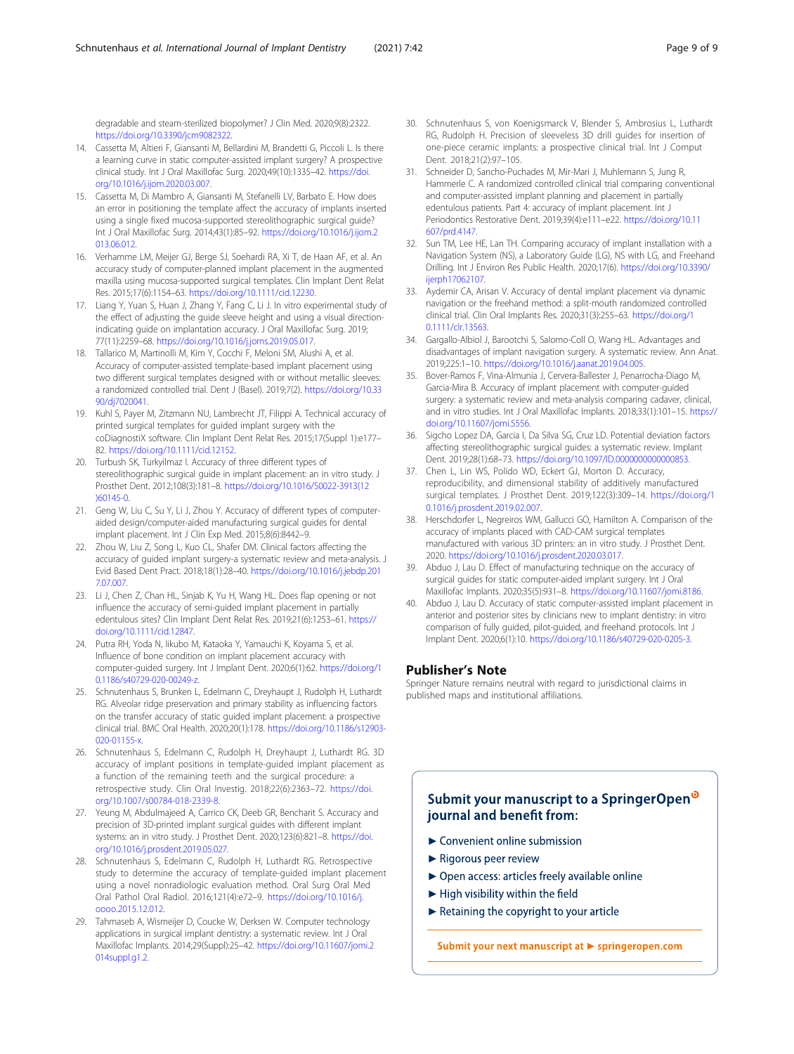degradable and steam-sterilized biopolymer? J Clin Med. 2020;9(8):2322. https://doi.org/10.3390/jcm9082322.

14. Cassetta M, Altieri F, Giansanti M, Bellardini M, Brandetti G, Piccoli L. Is there a learning curve in static computer-assisted implant surgery? A prospective clinical study. Int J Oral Maxillofac Surg. 2020;49(10):1335–42. https://doi.org/10.1016/j.ijom.2020.03.007.
15. Cassetta M, Di Mambro A, Giansanti M, Stefanelli LV, Barbato E. How does an error in positioning the template affect the accuracy of implants inserted using a single fixed mucosa-supported stereolithographic surgical guide? Int J Oral Maxillofac Surg. 2014;43(1):85–92. https://doi.org/10.1016/j.ijom.2013.06.012.
16. Verhamme LM, Meijer GJ, Berge SJ, Soehardi RA, Xi T, de Haan AF, et al. An accuracy study of computer-planned implant placement in the augmented maxilla using mucosa-supported surgical templates. Clin Implant Dent Relat Res. 2015;17(6):1154–63. https://doi.org/10.1111/cid.12230.
17. Liang Y, Yuan S, Huan J, Zhang Y, Fang C, Li J. In vitro experimental study of the effect of adjusting the guide sleeve height and using a visual direction-indicating guide on implantation accuracy. J Oral Maxillofac Surg. 2019;77(11):2259–68. https://doi.org/10.1016/j.joms.2019.05.017.
18. Tallarico M, Martinolli M, Kim Y, Cocchi F, Meloni SM, Alushi A, et al. Accuracy of computer-assisted template-based implant placement using two different surgical templates designed with or without metallic sleeves: a randomized controlled trial. Dent J (Basel). 2019;7(2). https://doi.org/10.3390/dj7020041.
19. Kuhl S, Payer M, Zitzmann NU, Lambrecht JT, Filippi A. Technical accuracy of printed surgical templates for guided implant surgery with the coDiagnostiX software. Clin Implant Dent Relat Res. 2015;17(Suppl 1):e177–82. https://doi.org/10.1111/cid.12152.
20. Turbush SK, Turkyilmaz I. Accuracy of three different types of stereolithographic surgical guide in implant placement: an in vitro study. J Prosthet Dent. 2012;108(3):181–8. https://doi.org/10.1016/S0022-3913(12)60145-0.
21. Geng W, Liu C, Su Y, Li J, Zhou Y. Accuracy of different types of computer-aided design/computer-aided manufacturing surgical guides for dental implant placement. Int J Clin Exp Med. 2015;8(6):8442–9.
22. Zhou W, Liu Z, Song L, Kuo CL, Shafer DM. Clinical factors affecting the accuracy of guided implant surgery-a systematic review and meta-analysis. J Evid Based Dent Pract. 2018;18(1):28–40. https://doi.org/10.1016/j.jebdp.2017.07.007.
23. Li J, Chen Z, Chan HL, Sinjab K, Yu H, Wang HL. Does flap opening or not influence the accuracy of semi-guided implant placement in partially edentulous sites? Clin Implant Dent Relat Res. 2019;21(6):1253–61. https://doi.org/10.1111/cid.12847.
24. Putra RH, Yoda N, Iikubo M, Kataoka Y, Yamauchi K, Koyama S, et al. Influence of bone condition on implant placement accuracy with computer-guided surgery. Int J Implant Dent. 2020;6(1):62. https://doi.org/10.1186/s40729-020-00249-z.
25. Schnutenhaus S, Brunken L, Edelmann C, Dreyhaupt J, Rudolph H, Luthardt RG. Alveolar ridge preservation and primary stability as influencing factors on the transfer accuracy of static guided implant placement: a prospective clinical trial. BMC Oral Health. 2020;20(1):178. https://doi.org/10.1186/s12903-020-01155-x.
26. Schnutenhaus S, Edelmann C, Rudolph H, Dreyhaupt J, Luthardt RG. 3D accuracy of implant positions in template-guided implant placement as a function of the remaining teeth and the surgical procedure: a retrospective study. Clin Oral Investig. 2018;22(6):2363–72. https://doi.org/10.1007/s00784-018-2339-8.
27. Yeung M, Abdulmajeed A, Carrico CK, Deeb GR, Bencharit S. Accuracy and precision of 3D-printed implant surgical guides with different implant systems: an in vitro study. J Prosthet Dent. 2020;123(6):821–8. https://doi.org/10.1016/j.prosdent.2019.05.027.
28. Schnutenhaus S, Edelmann C, Rudolph H, Luthardt RG. Retrospective study to determine the accuracy of template-guided implant placement using a novel nonradiologic evaluation method. Oral Surg Oral Med Oral Pathol Oral Radiol. 2016;121(4):e72–9. https://doi.org/10.1016/j.oooo.2015.12.012.
29. Tahmaseb A, Wismeijer D, Coucke W, Derksen W. Computer technology applications in surgical implant dentistry: a systematic review. Int J Oral Maxillofac Implants. 2014;29(Suppl):25–42. https://doi.org/10.11607/jomi.2014suppl.g1.2.
30. Schnutenhaus S, von Koenigsmarck V, Blender S, Ambrosius L, Luthardt RG, Rudolph H. Precision of sleeveless 3D drill guides for insertion of one-piece ceramic implants: a prospective clinical trial. Int J Comput Dent. 2018;21(2):97–105.
31. Schneider D, Sancho-Puchades M, Mir-Mari J, Muhlemann S, Jung R, Hammerle C. A randomized controlled clinical trial comparing conventional and computer-assisted implant planning and placement in partially edentulous patients. Part 4: accuracy of implant placement. Int J Periodontics Restorative Dent. 2019;39(4):e111–e22. https://doi.org/10.11607/prd.4147.
32. Sun TM, Lee HE, Lan TH. Comparing accuracy of implant installation with a Navigation System (NS), a Laboratory Guide (LG), NS with LG, and Freehand Drilling. Int J Environ Res Public Health. 2020;17(6). https://doi.org/10.3390/ijerph17062107.
33. Aydemir CA, Arisan V. Accuracy of dental implant placement via dynamic navigation or the freehand method: a split-mouth randomized controlled clinical trial. Clin Oral Implants Res. 2020;31(3):255–63. https://doi.org/10.1111/clr.13563.
34. Gargallo-Albiol J, Barootchi S, Salomo-Coll O, Wang HL. Advantages and disadvantages of implant navigation surgery. A systematic review. Ann Anat. 2019;225:1–10. https://doi.org/10.1016/j.aanat.2019.04.005.
35. Bover-Ramos F, Vina-Almunia J, Cervera-Ballester J, Penarrocha-Diago M, Garcia-Mira B. Accuracy of implant placement with computer-guided surgery: a systematic review and meta-analysis comparing cadaver, clinical, and in vitro studies. Int J Oral Maxillofac Implants. 2018;33(1):101–15. https://doi.org/10.11607/jomi.5556.
36. Sigcho Lopez DA, Garcia I, Da Silva SG, Cruz LD. Potential deviation factors affecting stereolithographic surgical guides: a systematic review. Implant Dent. 2019;28(1):68–73. https://doi.org/10.1097/ID.0000000000000853.
37. Chen L, Lin WS, Polido WD, Eckert GJ, Morton D. Accuracy, reproducibility, and dimensional stability of additively manufactured surgical templates. J Prosthet Dent. 2019;122(3):309–14. https://doi.org/10.1016/j.prosdent.2019.02.007.
38. Herschdorfer L, Negreiros WM, Gallucci GO, Hamilton A. Comparison of the accuracy of implants placed with CAD-CAM surgical templates manufactured with various 3D printers: an in vitro study. J Prosthet Dent. 2020. https://doi.org/10.1016/j.prosdent.2020.03.017.
39. Abduo J, Lau D. Effect of manufacturing technique on the accuracy of surgical guides for static computer-aided implant surgery. Int J Oral Maxillofac Implants. 2020;35(5):931–8. https://doi.org/10.11607/jomi.8186.
40. Abduo J, Lau D. Accuracy of static computer-assisted implant placement in anterior and posterior sites by clinicians new to implant dentistry: in vitro comparison of fully guided, pilot-guided, and freehand protocols. Int J Implant Dent. 2020;6(1):10. https://doi.org/10.1186/s40729-020-0205-3.

## Publisher's Note

Springer Nature remains neutral with regard to jurisdictional claims in published maps and institutional affiliations.

**Submit your manuscript to a SpringerOpen journal and benefit from:**

- ► Convenient online submission
- ► Rigorous peer review
- ► Open access: articles freely available online
- ► High visibility within the field
- ► Retaining the copyright to your article

Submit your next manuscript at ► springeropen.com